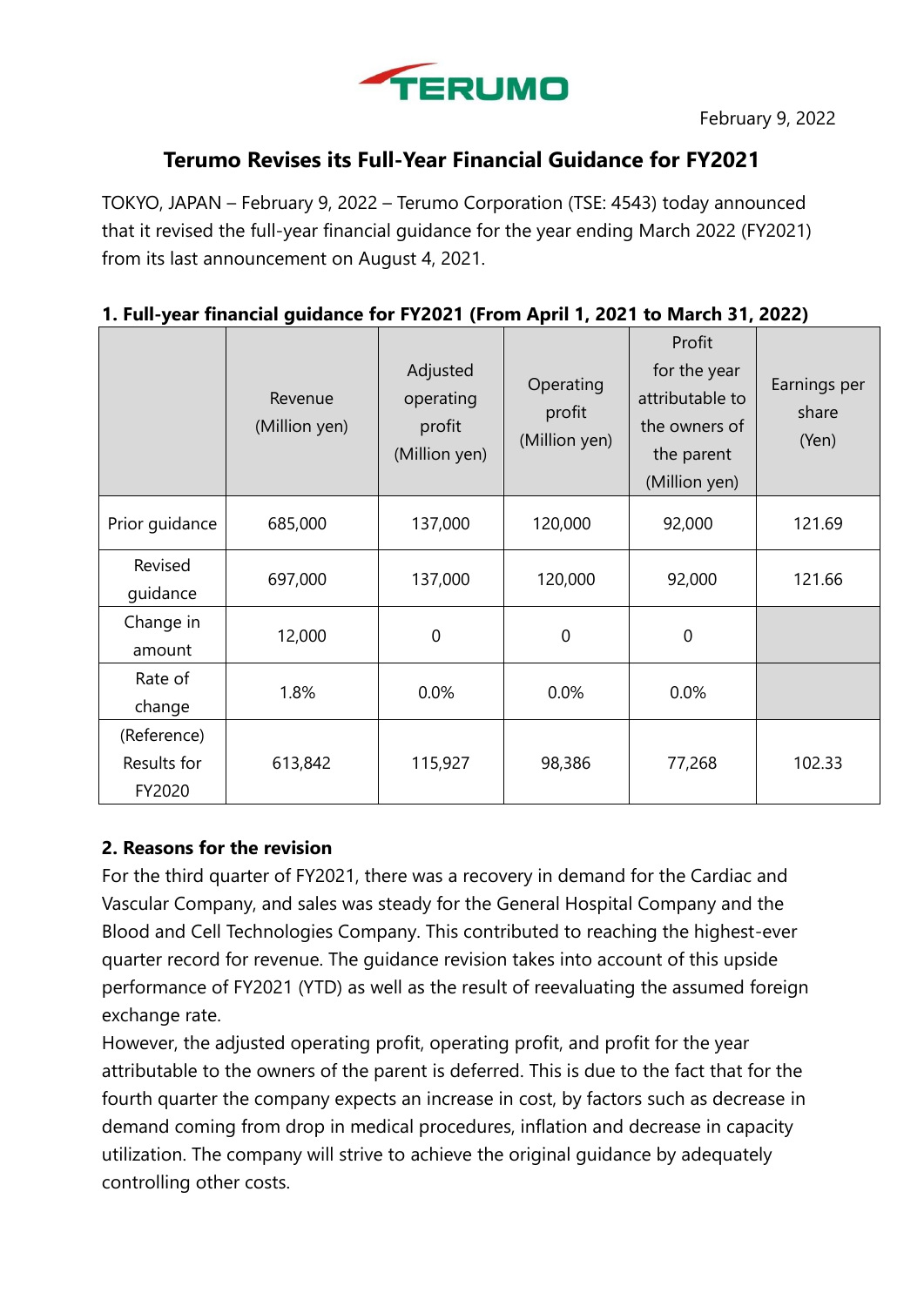TERUMO

February 9, 2022

# Terumo Revises its Full-Year Financial Guidance for FY2021

TOKYO, JAPAN – February 9, 2022 – Terumo Corporation (TSE: 4543) today announced that it revised the full-year financial guidance for the year ending March 2022 (FY2021) from its last announcement on August 4, 2021.

## 1. Full-year financial guidance for FY2021 (From April 1, 2021 to March 31, 2022)

| | Revenue (Million yen) | Adjusted operating profit (Million yen) | Operating profit (Million yen) | Profit for the year attributable to the owners of the parent (Million yen) | Earnings per share (Yen) |
|---|---|---|---|---|---|
| Prior guidance | 685,000 | 137,000 | 120,000 | 92,000 | 121.69 |
| Revised guidance | 697,000 | 137,000 | 120,000 | 92,000 | 121.66 |
| Change in amount | 12,000 | 0 | 0 | 0 | |
| Rate of change | 1.8% | 0.0% | 0.0% | 0.0% | |
| (Reference) Results for FY2020 | 613,842 | 115,927 | 98,386 | 77,268 | 102.33 |

## 2. Reasons for the revision

For the third quarter of FY2021, there was a recovery in demand for the Cardiac and Vascular Company, and sales was steady for the General Hospital Company and the Blood and Cell Technologies Company. This contributed to reaching the highest-ever quarter record for revenue. The guidance revision takes into account of this upside performance of FY2021 (YTD) as well as the result of reevaluating the assumed foreign exchange rate.

However, the adjusted operating profit, operating profit, and profit for the year attributable to the owners of the parent is deferred. This is due to the fact that for the fourth quarter the company expects an increase in cost, by factors such as decrease in demand coming from drop in medical procedures, inflation and decrease in capacity utilization. The company will strive to achieve the original guidance by adequately controlling other costs.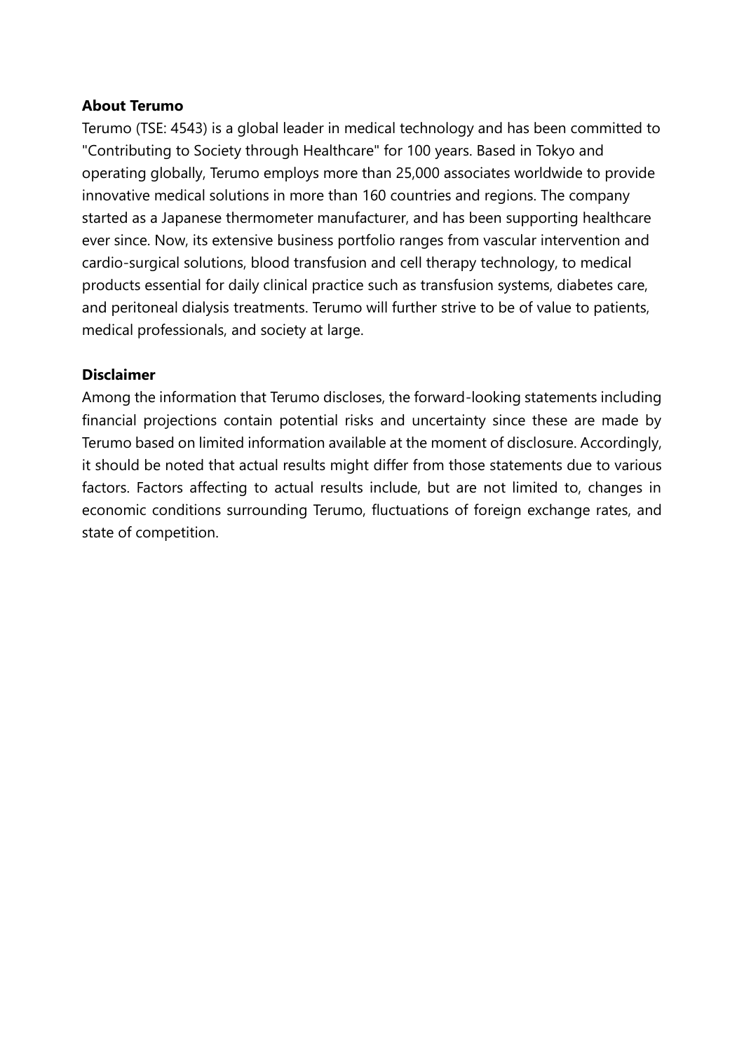**About Terumo**

Terumo (TSE: 4543) is a global leader in medical technology and has been committed to "Contributing to Society through Healthcare" for 100 years. Based in Tokyo and operating globally, Terumo employs more than 25,000 associates worldwide to provide innovative medical solutions in more than 160 countries and regions. The company started as a Japanese thermometer manufacturer, and has been supporting healthcare ever since. Now, its extensive business portfolio ranges from vascular intervention and cardio-surgical solutions, blood transfusion and cell therapy technology, to medical products essential for daily clinical practice such as transfusion systems, diabetes care, and peritoneal dialysis treatments. Terumo will further strive to be of value to patients, medical professionals, and society at large.

**Disclaimer**

Among the information that Terumo discloses, the forward-looking statements including financial projections contain potential risks and uncertainty since these are made by Terumo based on limited information available at the moment of disclosure. Accordingly, it should be noted that actual results might differ from those statements due to various factors. Factors affecting to actual results include, but are not limited to, changes in economic conditions surrounding Terumo, fluctuations of foreign exchange rates, and state of competition.